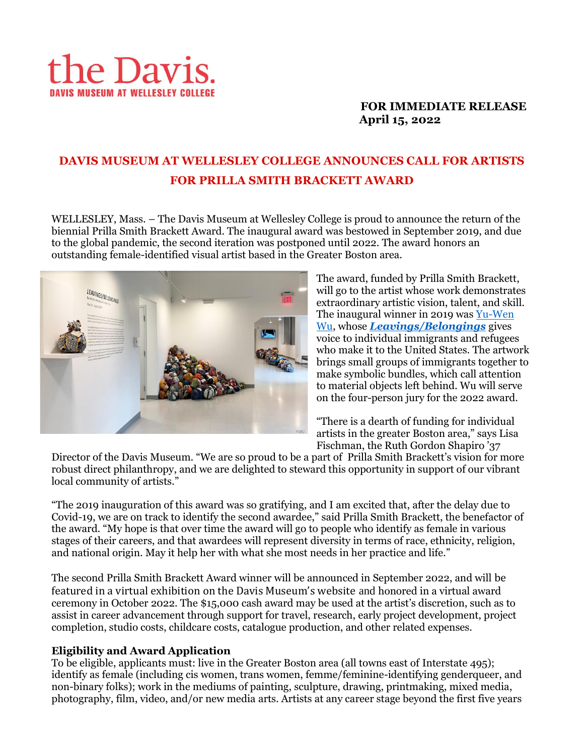the Davis.
DAVIS MUSEUM AT WELLESLEY COLLEGE

**FOR IMMEDIATE RELEASE**
**April 15, 2022**

## DAVIS MUSEUM AT WELLESLEY COLLEGE ANNOUNCES CALL FOR ARTISTS FOR PRILLA SMITH BRACKETT AWARD

WELLESLEY, Mass. – The Davis Museum at Wellesley College is proud to announce the return of the biennial Prilla Smith Brackett Award. The inaugural award was bestowed in September 2019, and due to the global pandemic, the second iteration was postponed until 2022. The award honors an outstanding female-identified visual artist based in the Greater Boston area.

The award, funded by Prilla Smith Brackett, will go to the artist whose work demonstrates extraordinary artistic vision, talent, and skill. The inaugural winner in 2019 was Yu-Wen Wu, whose ***Leavings/Belongings*** gives voice to individual immigrants and refugees who make it to the United States. The artwork brings small groups of immigrants together to make symbolic bundles, which call attention to material objects left behind. Wu will serve on the four-person jury for the 2022 award.

"There is a dearth of funding for individual artists in the greater Boston area," says Lisa Fischman, the Ruth Gordon Shapiro '37 Director of the Davis Museum. "We are so proud to be a part of Prilla Smith Brackett's vision for more robust direct philanthropy, and we are delighted to steward this opportunity in support of our vibrant local community of artists."

"The 2019 inauguration of this award was so gratifying, and I am excited that, after the delay due to Covid-19, we are on track to identify the second awardee," said Prilla Smith Brackett, the benefactor of the award. "My hope is that over time the award will go to people who identify as female in various stages of their careers, and that awardees will represent diversity in terms of race, ethnicity, religion, and national origin. May it help her with what she most needs in her practice and life."

The second Prilla Smith Brackett Award winner will be announced in September 2022, and will be featured in a virtual exhibition on the Davis Museum's website and honored in a virtual award ceremony in October 2022. The $15,000 cash award may be used at the artist's discretion, such as to assist in career advancement through support for travel, research, early project development, project completion, studio costs, childcare costs, catalogue production, and other related expenses.

### Eligibility and Award Application

To be eligible, applicants must: live in the Greater Boston area (all towns east of Interstate 495); identify as female (including cis women, trans women, femme/feminine-identifying genderqueer, and non-binary folks); work in the mediums of painting, sculpture, drawing, printmaking, mixed media, photography, film, video, and/or new media arts. Artists at any career stage beyond the first five years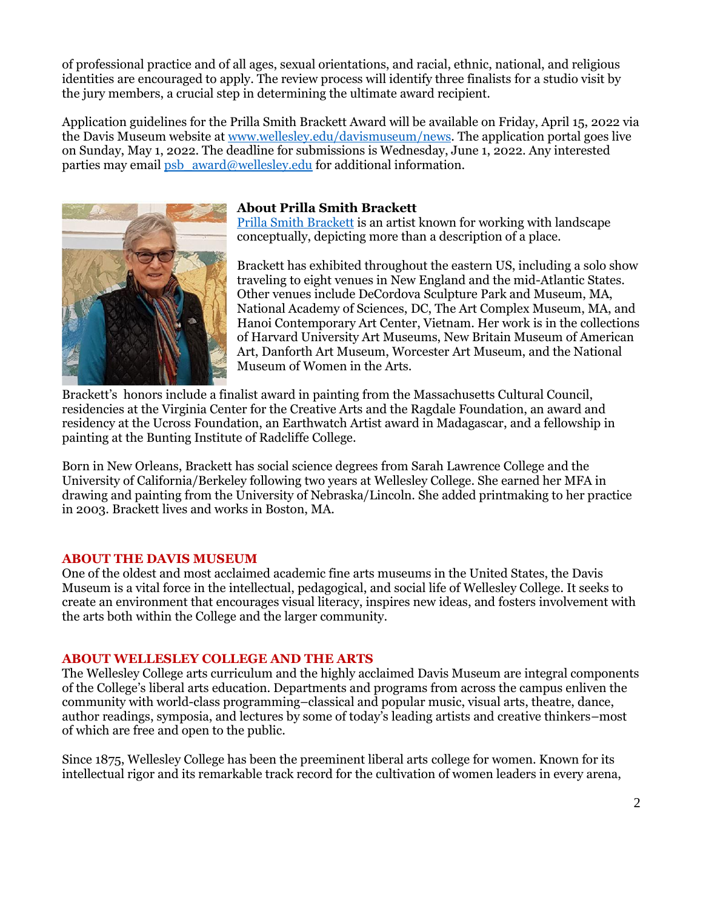of professional practice and of all ages, sexual orientations, and racial, ethnic, national, and religious identities are encouraged to apply. The review process will identify three finalists for a studio visit by the jury members, a crucial step in determining the ultimate award recipient.

Application guidelines for the Prilla Smith Brackett Award will be available on Friday, April 15, 2022 via the Davis Museum website at [www.wellesley.edu/davismuseum/news](www.wellesley.edu/davismuseum/news). The application portal goes live on Sunday, May 1, 2022. The deadline for submissions is Wednesday, June 1, 2022. Any interested parties may email [psb_award@wellesley.edu](mailto:psb_award@wellesley.edu) for additional information.

**About Prilla Smith Brackett**

Prilla Smith Brackett is an artist known for working with landscape conceptually, depicting more than a description of a place.

Brackett has exhibited throughout the eastern US, including a solo show traveling to eight venues in New England and the mid-Atlantic States. Other venues include DeCordova Sculpture Park and Museum, MA, National Academy of Sciences, DC, The Art Complex Museum, MA, and Hanoi Contemporary Art Center, Vietnam. Her work is in the collections of Harvard University Art Museums, New Britain Museum of American Art, Danforth Art Museum, Worcester Art Museum, and the National Museum of Women in the Arts.

Brackett's honors include a finalist award in painting from the Massachusetts Cultural Council, residencies at the Virginia Center for the Creative Arts and the Ragdale Foundation, an award and residency at the Ucross Foundation, an Earthwatch Artist award in Madagascar, and a fellowship in painting at the Bunting Institute of Radcliffe College.

Born in New Orleans, Brackett has social science degrees from Sarah Lawrence College and the University of California/Berkeley following two years at Wellesley College. She earned her MFA in drawing and painting from the University of Nebraska/Lincoln. She added printmaking to her practice in 2003. Brackett lives and works in Boston, MA.

## ABOUT THE DAVIS MUSEUM

One of the oldest and most acclaimed academic fine arts museums in the United States, the Davis Museum is a vital force in the intellectual, pedagogical, and social life of Wellesley College. It seeks to create an environment that encourages visual literacy, inspires new ideas, and fosters involvement with the arts both within the College and the larger community.

## ABOUT WELLESLEY COLLEGE AND THE ARTS

The Wellesley College arts curriculum and the highly acclaimed Davis Museum are integral components of the College's liberal arts education. Departments and programs from across the campus enliven the community with world-class programming–classical and popular music, visual arts, theatre, dance, author readings, symposia, and lectures by some of today's leading artists and creative thinkers–most of which are free and open to the public.

Since 1875, Wellesley College has been the preeminent liberal arts college for women. Known for its intellectual rigor and its remarkable track record for the cultivation of women leaders in every arena,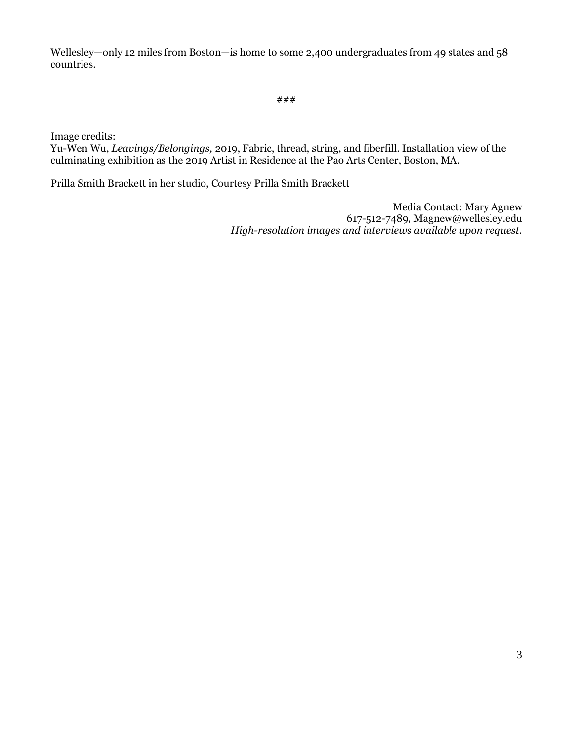Wellesley—only 12 miles from Boston—is home to some 2,400 undergraduates from 49 states and 58 countries.

###

Image credits:
Yu-Wen Wu, *Leavings/Belongings,* 2019, Fabric, thread, string, and fiberfill. Installation view of the culminating exhibition as the 2019 Artist in Residence at the Pao Arts Center, Boston, MA.

Prilla Smith Brackett in her studio, Courtesy Prilla Smith Brackett

Media Contact: Mary Agnew
617-512-7489, Magnew@wellesley.edu
*High-resolution images and interviews available upon request.*